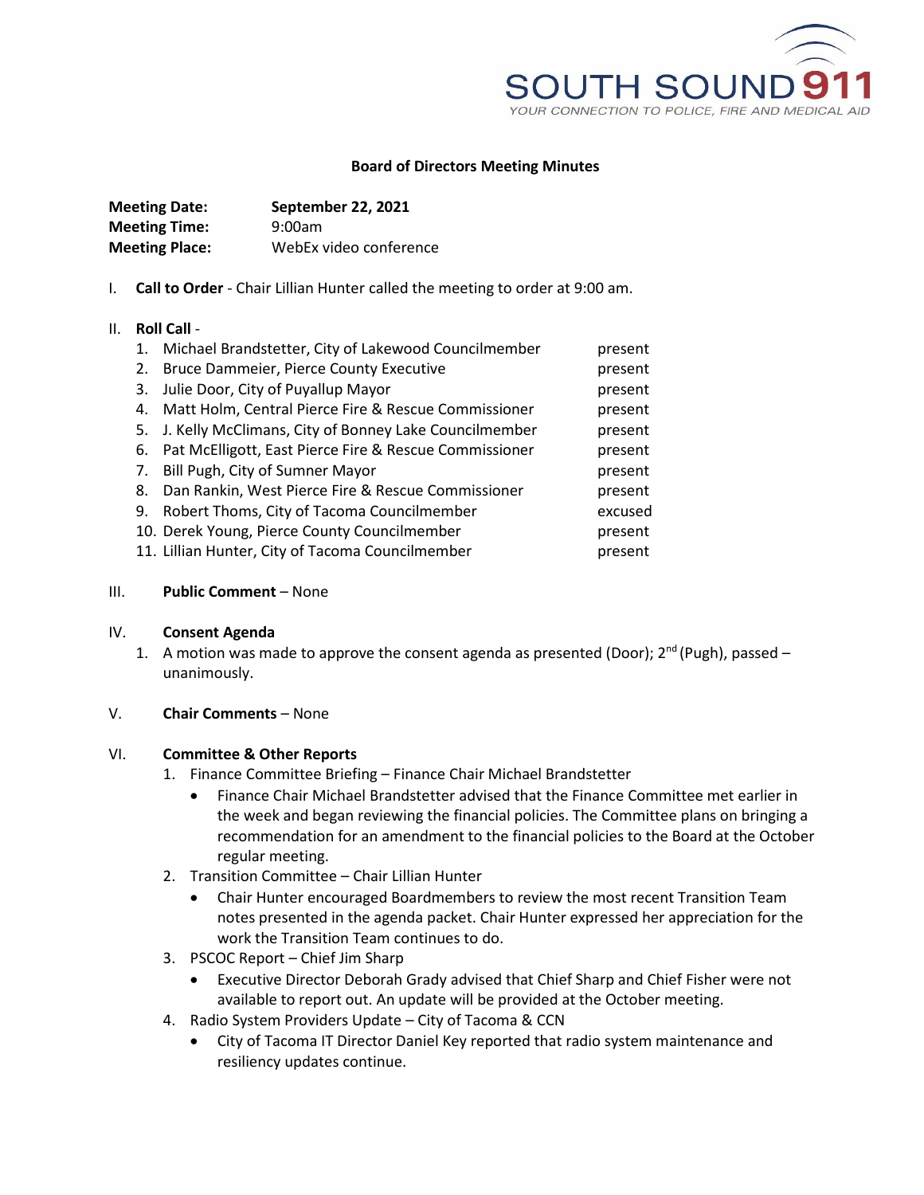SOUTH SOUND 911
YOUR CONNECTION TO POLICE, FIRE AND MEDICAL AID

# Board of Directors Meeting Minutes

**Meeting Date:** **September 22, 2021**
**Meeting Time:** 9:00am
**Meeting Place:** WebEx video conference

I. **Call to Order** - Chair Lillian Hunter called the meeting to order at 9:00 am.

II. **Roll Call** -

| | |
|---|---|
| 1. Michael Brandstetter, City of Lakewood Councilmember | present |
| 2. Bruce Dammeier, Pierce County Executive | present |
| 3. Julie Door, City of Puyallup Mayor | present |
| 4. Matt Holm, Central Pierce Fire & Rescue Commissioner | present |
| 5. J. Kelly McClimans, City of Bonney Lake Councilmember | present |
| 6. Pat McElligott, East Pierce Fire & Rescue Commissioner | present |
| 7. Bill Pugh, City of Sumner Mayor | present |
| 8. Dan Rankin, West Pierce Fire & Rescue Commissioner | present |
| 9. Robert Thoms, City of Tacoma Councilmember | excused |
| 10. Derek Young, Pierce County Councilmember | present |
| 11. Lillian Hunter, City of Tacoma Councilmember | present |

III. **Public Comment** – None

IV. **Consent Agenda**

1. A motion was made to approve the consent agenda as presented (Door); 2nd (Pugh), passed – unanimously.

V. **Chair Comments** – None

VI. **Committee & Other Reports**

1. Finance Committee Briefing – Finance Chair Michael Brandstetter
   - Finance Chair Michael Brandstetter advised that the Finance Committee met earlier in the week and began reviewing the financial policies. The Committee plans on bringing a recommendation for an amendment to the financial policies to the Board at the October regular meeting.
2. Transition Committee – Chair Lillian Hunter
   - Chair Hunter encouraged Boardmembers to review the most recent Transition Team notes presented in the agenda packet. Chair Hunter expressed her appreciation for the work the Transition Team continues to do.
3. PSCOC Report – Chief Jim Sharp
   - Executive Director Deborah Grady advised that Chief Sharp and Chief Fisher were not available to report out. An update will be provided at the October meeting.
4. Radio System Providers Update – City of Tacoma & CCN
   - City of Tacoma IT Director Daniel Key reported that radio system maintenance and resiliency updates continue.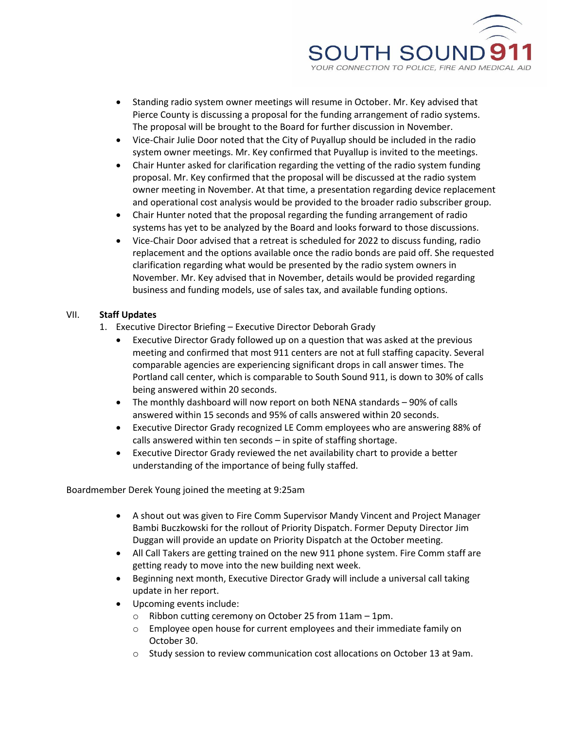- Standing radio system owner meetings will resume in October. Mr. Key advised that Pierce County is discussing a proposal for the funding arrangement of radio systems. The proposal will be brought to the Board for further discussion in November.
- Vice-Chair Julie Door noted that the City of Puyallup should be included in the radio system owner meetings. Mr. Key confirmed that Puyallup is invited to the meetings.
- Chair Hunter asked for clarification regarding the vetting of the radio system funding proposal. Mr. Key confirmed that the proposal will be discussed at the radio system owner meeting in November. At that time, a presentation regarding device replacement and operational cost analysis would be provided to the broader radio subscriber group.
- Chair Hunter noted that the proposal regarding the funding arrangement of radio systems has yet to be analyzed by the Board and looks forward to those discussions.
- Vice-Chair Door advised that a retreat is scheduled for 2022 to discuss funding, radio replacement and the options available once the radio bonds are paid off. She requested clarification regarding what would be presented by the radio system owners in November. Mr. Key advised that in November, details would be provided regarding business and funding models, use of sales tax, and available funding options.

## VII. **Staff Updates**

1. Executive Director Briefing – Executive Director Deborah Grady
   - Executive Director Grady followed up on a question that was asked at the previous meeting and confirmed that most 911 centers are not at full staffing capacity. Several comparable agencies are experiencing significant drops in call answer times. The Portland call center, which is comparable to South Sound 911, is down to 30% of calls being answered within 20 seconds.
   - The monthly dashboard will now report on both NENA standards – 90% of calls answered within 15 seconds and 95% of calls answered within 20 seconds.
   - Executive Director Grady recognized LE Comm employees who are answering 88% of calls answered within ten seconds – in spite of staffing shortage.
   - Executive Director Grady reviewed the net availability chart to provide a better understanding of the importance of being fully staffed.

Boardmember Derek Young joined the meeting at 9:25am

   - A shout out was given to Fire Comm Supervisor Mandy Vincent and Project Manager Bambi Buczkowski for the rollout of Priority Dispatch. Former Deputy Director Jim Duggan will provide an update on Priority Dispatch at the October meeting.
   - All Call Takers are getting trained on the new 911 phone system. Fire Comm staff are getting ready to move into the new building next week.
   - Beginning next month, Executive Director Grady will include a universal call taking update in her report.
   - Upcoming events include:
     - Ribbon cutting ceremony on October 25 from 11am – 1pm.
     - Employee open house for current employees and their immediate family on October 30.
     - Study session to review communication cost allocations on October 13 at 9am.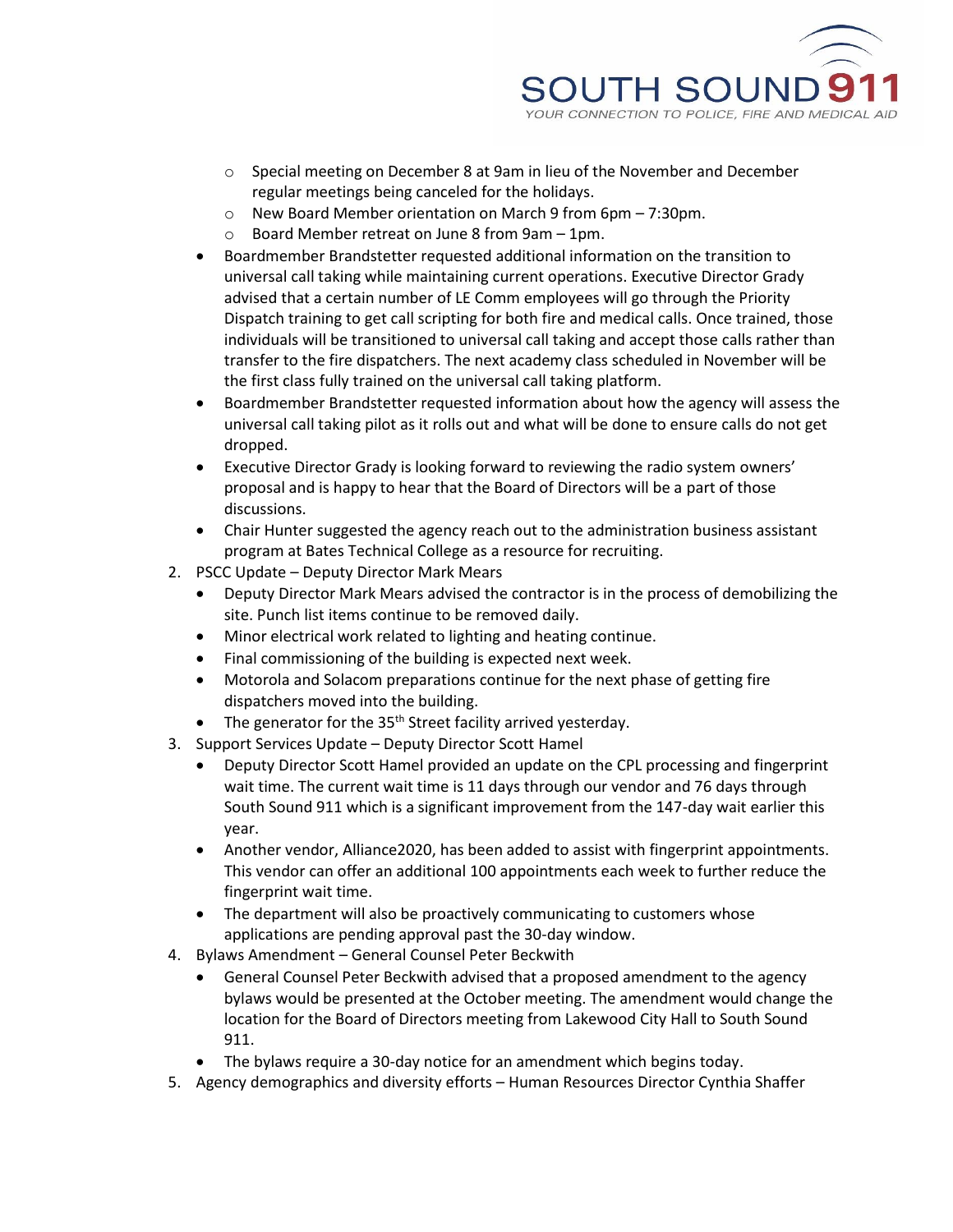- Special meeting on December 8 at 9am in lieu of the November and December regular meetings being canceled for the holidays.
  - New Board Member orientation on March 9 from 6pm – 7:30pm.
  - Board Member retreat on June 8 from 9am – 1pm.
- Boardmember Brandstetter requested additional information on the transition to universal call taking while maintaining current operations. Executive Director Grady advised that a certain number of LE Comm employees will go through the Priority Dispatch training to get call scripting for both fire and medical calls. Once trained, those individuals will be transitioned to universal call taking and accept those calls rather than transfer to the fire dispatchers. The next academy class scheduled in November will be the first class fully trained on the universal call taking platform.
- Boardmember Brandstetter requested information about how the agency will assess the universal call taking pilot as it rolls out and what will be done to ensure calls do not get dropped.
- Executive Director Grady is looking forward to reviewing the radio system owners' proposal and is happy to hear that the Board of Directors will be a part of those discussions.
- Chair Hunter suggested the agency reach out to the administration business assistant program at Bates Technical College as a resource for recruiting.

2. PSCC Update – Deputy Director Mark Mears
   - Deputy Director Mark Mears advised the contractor is in the process of demobilizing the site. Punch list items continue to be removed daily.
   - Minor electrical work related to lighting and heating continue.
   - Final commissioning of the building is expected next week.
   - Motorola and Solacom preparations continue for the next phase of getting fire dispatchers moved into the building.
   - The generator for the 35th Street facility arrived yesterday.
3. Support Services Update – Deputy Director Scott Hamel
   - Deputy Director Scott Hamel provided an update on the CPL processing and fingerprint wait time. The current wait time is 11 days through our vendor and 76 days through South Sound 911 which is a significant improvement from the 147-day wait earlier this year.
   - Another vendor, Alliance2020, has been added to assist with fingerprint appointments. This vendor can offer an additional 100 appointments each week to further reduce the fingerprint wait time.
   - The department will also be proactively communicating to customers whose applications are pending approval past the 30-day window.
4. Bylaws Amendment – General Counsel Peter Beckwith
   - General Counsel Peter Beckwith advised that a proposed amendment to the agency bylaws would be presented at the October meeting. The amendment would change the location for the Board of Directors meeting from Lakewood City Hall to South Sound 911.
   - The bylaws require a 30-day notice for an amendment which begins today.
5. Agency demographics and diversity efforts – Human Resources Director Cynthia Shaffer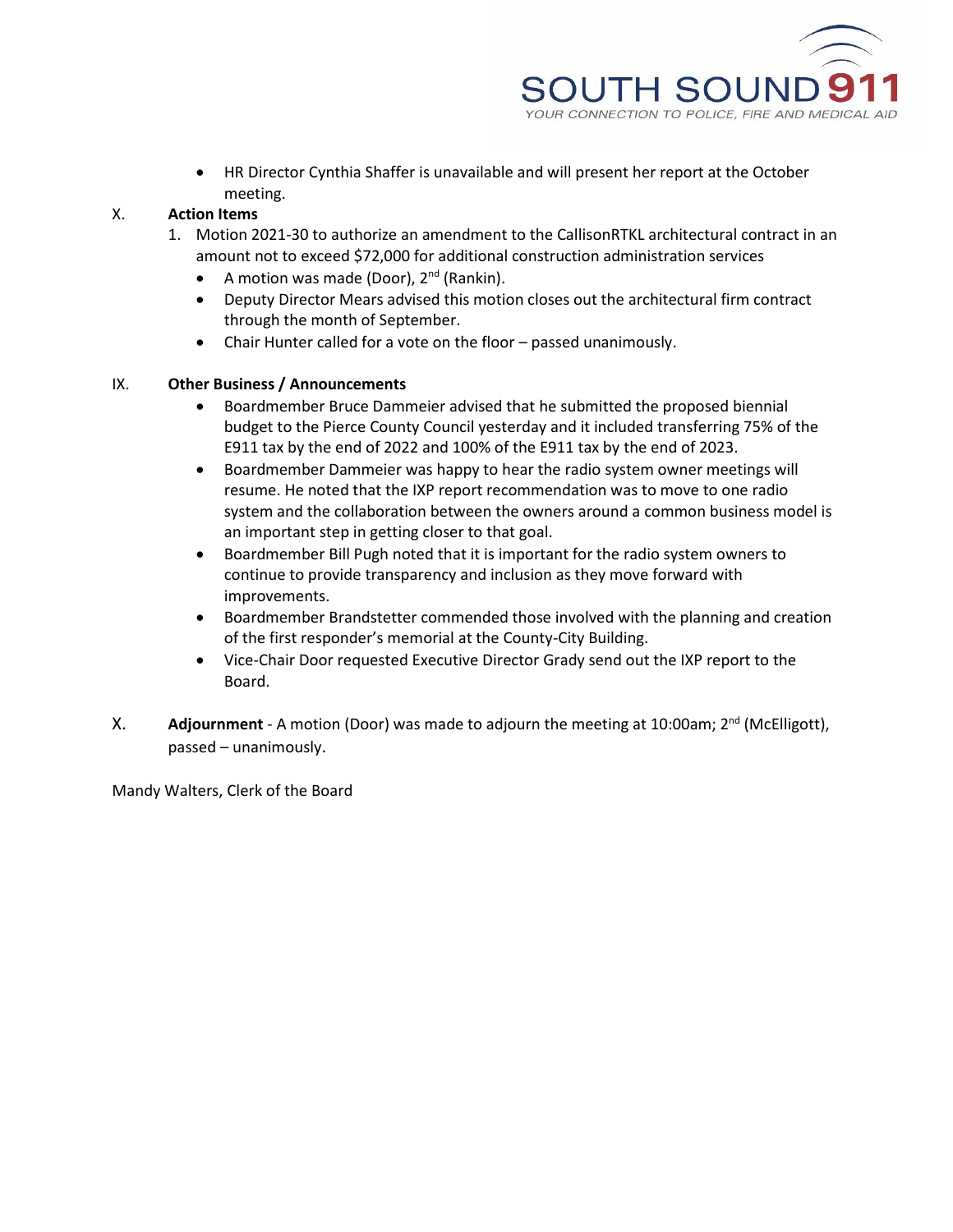- HR Director Cynthia Shaffer is unavailable and will present her report at the October meeting.

X. **Action Items**

1. Motion 2021-30 to authorize an amendment to the CallisonRTKL architectural contract in an amount not to exceed $72,000 for additional construction administration services
   - A motion was made (Door), 2nd (Rankin).
   - Deputy Director Mears advised this motion closes out the architectural firm contract through the month of September.
   - Chair Hunter called for a vote on the floor – passed unanimously.

IX. **Other Business / Announcements**

- Boardmember Bruce Dammeier advised that he submitted the proposed biennial budget to the Pierce County Council yesterday and it included transferring 75% of the E911 tax by the end of 2022 and 100% of the E911 tax by the end of 2023.
- Boardmember Dammeier was happy to hear the radio system owner meetings will resume. He noted that the IXP report recommendation was to move to one radio system and the collaboration between the owners around a common business model is an important step in getting closer to that goal.
- Boardmember Bill Pugh noted that it is important for the radio system owners to continue to provide transparency and inclusion as they move forward with improvements.
- Boardmember Brandstetter commended those involved with the planning and creation of the first responder's memorial at the County-City Building.
- Vice-Chair Door requested Executive Director Grady send out the IXP report to the Board.

X. **Adjournment** - A motion (Door) was made to adjourn the meeting at 10:00am; 2nd (McElligott), passed – unanimously.

Mandy Walters, Clerk of the Board